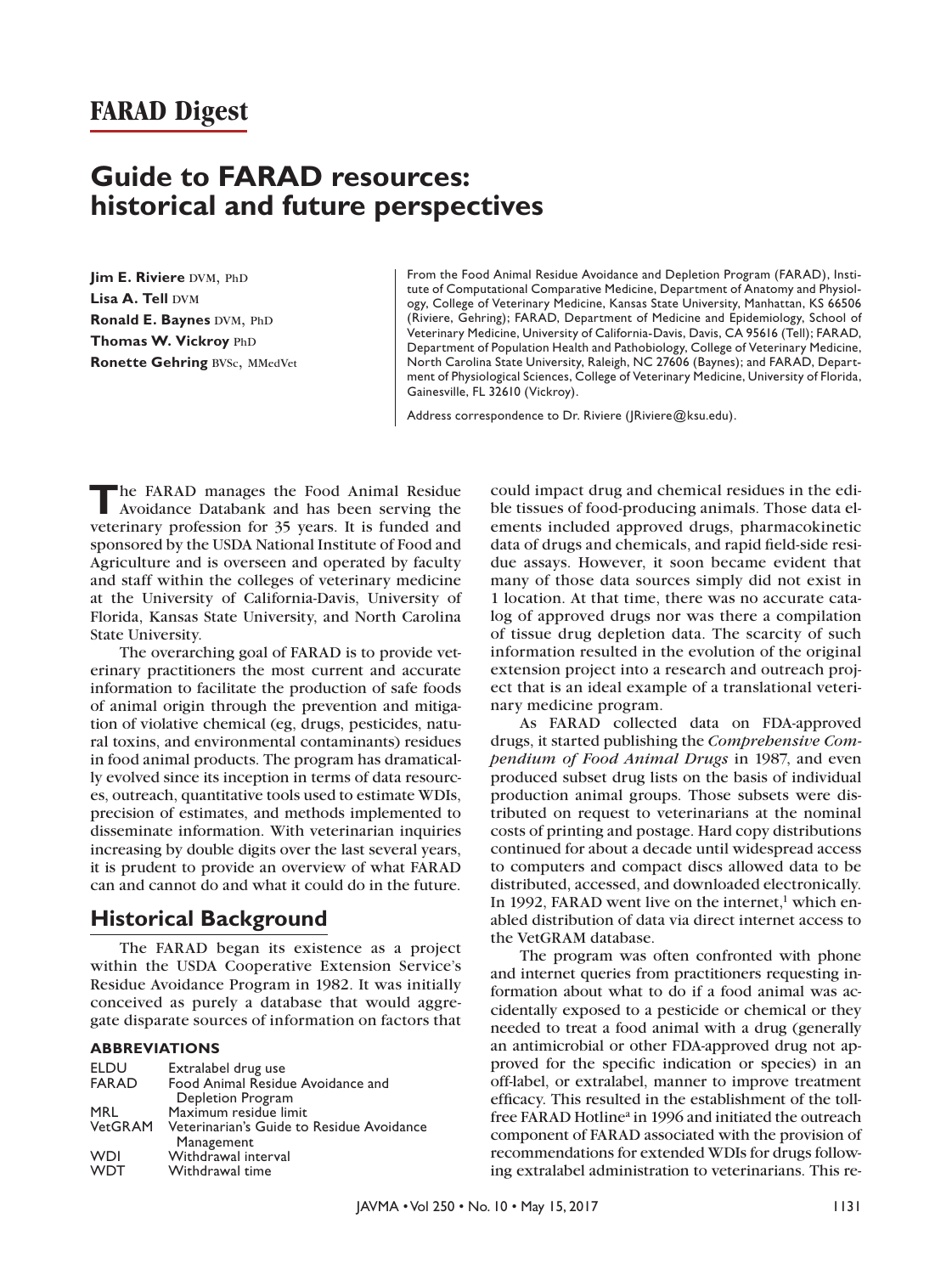# FARAD Digest

# Guide to FARAD resources: historical and future perspectives

**Jim E. Riviere** DVM, PhD
**Lisa A. Tell** DVM
**Ronald E. Baynes** DVM, PhD
**Thomas W. Vickroy** PhD
**Ronette Gehring** BVSc, MMedVet

From the Food Animal Residue Avoidance and Depletion Program (FARAD), Institute of Computational Comparative Medicine, Department of Anatomy and Physiology, College of Veterinary Medicine, Kansas State University, Manhattan, KS 66506 (Riviere, Gehring); FARAD, Department of Medicine and Epidemiology, School of Veterinary Medicine, University of California-Davis, Davis, CA 95616 (Tell); FARAD, Department of Population Health and Pathobiology, College of Veterinary Medicine, North Carolina State University, Raleigh, NC 27606 (Baynes); and FARAD, Department of Physiological Sciences, College of Veterinary Medicine, University of Florida, Gainesville, FL 32610 (Vickroy).

Address correspondence to Dr. Riviere (JRiviere@ksu.edu).

The FARAD manages the Food Animal Residue Avoidance Databank and has been serving the veterinary profession for 35 years. It is funded and sponsored by the USDA National Institute of Food and Agriculture and is overseen and operated by faculty and staff within the colleges of veterinary medicine at the University of California-Davis, University of Florida, Kansas State University, and North Carolina State University.

The overarching goal of FARAD is to provide veterinary practitioners the most current and accurate information to facilitate the production of safe foods of animal origin through the prevention and mitigation of violative chemical (eg, drugs, pesticides, natural toxins, and environmental contaminants) residues in food animal products. The program has dramatically evolved since its inception in terms of data resources, outreach, quantitative tools used to estimate WDIs, precision of estimates, and methods implemented to disseminate information. With veterinarian inquiries increasing by double digits over the last several years, it is prudent to provide an overview of what FARAD can and cannot do and what it could do in the future.

## Historical Background

The FARAD began its existence as a project within the USDA Cooperative Extension Service's Residue Avoidance Program in 1982. It was initially conceived as purely a database that would aggregate disparate sources of information on factors that could impact drug and chemical residues in the edible tissues of food-producing animals. Those data elements included approved drugs, pharmacokinetic data of drugs and chemicals, and rapid field-side residue assays. However, it soon became evident that many of those data sources simply did not exist in 1 location. At that time, there was no accurate catalog of approved drugs nor was there a compilation of tissue drug depletion data. The scarcity of such information resulted in the evolution of the original extension project into a research and outreach project that is an ideal example of a translational veterinary medicine program.

As FARAD collected data on FDA-approved drugs, it started publishing the *Comprehensive Compendium of Food Animal Drugs* in 1987, and even produced subset drug lists on the basis of individual production animal groups. Those subsets were distributed on request to veterinarians at the nominal costs of printing and postage. Hard copy distributions continued for about a decade until widespread access to computers and compact discs allowed data to be distributed, accessed, and downloaded electronically. In 1992, FARAD went live on the internet,[1] which enabled distribution of data via direct internet access to the VetGRAM database.

The program was often confronted with phone and internet queries from practitioners requesting information about what to do if a food animal was accidentally exposed to a pesticide or chemical or they needed to treat a food animal with a drug (generally an antimicrobial or other FDA-approved drug not approved for the specific indication or species) in an off-label, or extralabel, manner to improve treatment efficacy. This resulted in the establishment of the toll-free FARAD Hotline[a] in 1996 and initiated the outreach component of FARAD associated with the provision of recommendations for extended WDIs for drugs following extralabel administration to veterinarians. This re-

**ABBREVIATIONS**

| | |
|---|---|
| ELDU | Extralabel drug use |
| FARAD | Food Animal Residue Avoidance and Depletion Program |
| MRL | Maximum residue limit |
| VetGRAM | Veterinarian's Guide to Residue Avoidance Management |
| WDI | Withdrawal interval |
| WDT | Withdrawal time |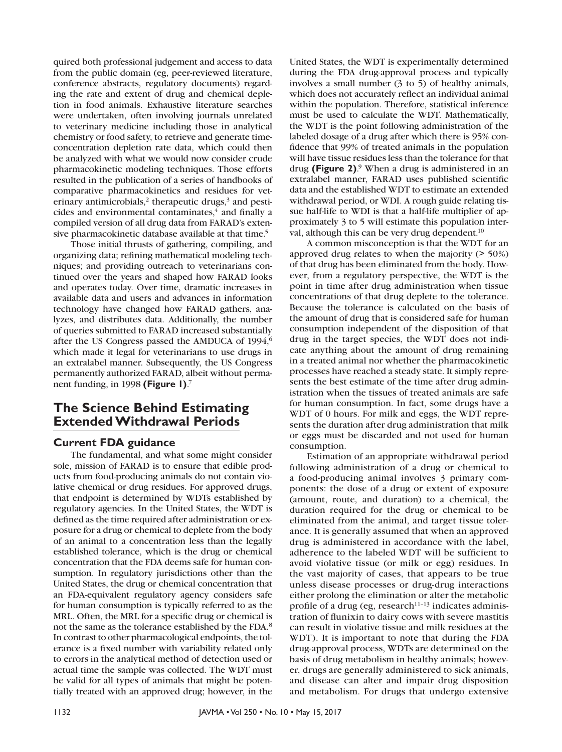quired both professional judgement and access to data from the public domain (eg, peer-reviewed literature, conference abstracts, regulatory documents) regarding the rate and extent of drug and chemical depletion in food animals. Exhaustive literature searches were undertaken, often involving journals unrelated to veterinary medicine including those in analytical chemistry or food safety, to retrieve and generate time-concentration depletion rate data, which could then be analyzed with what we would now consider crude pharmacokinetic modeling techniques. Those efforts resulted in the publication of a series of handbooks of comparative pharmacokinetics and residues for veterinary antimicrobials,[2] therapeutic drugs,[3] and pesticides and environmental contaminates,[4] and finally a compiled version of all drug data from FARAD's extensive pharmacokinetic database available at that time.[5]

Those initial thrusts of gathering, compiling, and organizing data; refining mathematical modeling techniques; and providing outreach to veterinarians continued over the years and shaped how FARAD looks and operates today. Over time, dramatic increases in available data and users and advances in information technology have changed how FARAD gathers, analyzes, and distributes data. Additionally, the number of queries submitted to FARAD increased substantially after the US Congress passed the AMDUCA of 1994,[6] which made it legal for veterinarians to use drugs in an extralabel manner. Subsequently, the US Congress permanently authorized FARAD, albeit without permanent funding, in 1998 **(Figure 1)**.[7]

## The Science Behind Estimating Extended Withdrawal Periods

### Current FDA guidance

The fundamental, and what some might consider sole, mission of FARAD is to ensure that edible products from food-producing animals do not contain violative chemical or drug residues. For approved drugs, that endpoint is determined by WDTs established by regulatory agencies. In the United States, the WDT is defined as the time required after administration or exposure for a drug or chemical to deplete from the body of an animal to a concentration less than the legally established tolerance, which is the drug or chemical concentration that the FDA deems safe for human consumption. In regulatory jurisdictions other than the United States, the drug or chemical concentration that an FDA-equivalent regulatory agency considers safe for human consumption is typically referred to as the MRL. Often, the MRL for a specific drug or chemical is not the same as the tolerance established by the FDA.[8] In contrast to other pharmacological endpoints, the tolerance is a fixed number with variability related only to errors in the analytical method of detection used or actual time the sample was collected. The WDT must be valid for all types of animals that might be potentially treated with an approved drug; however, in the United States, the WDT is experimentally determined during the FDA drug-approval process and typically involves a small number (3 to 5) of healthy animals, which does not accurately reflect an individual animal within the population. Therefore, statistical inference must be used to calculate the WDT. Mathematically, the WDT is the point following administration of the labeled dosage of a drug after which there is 95% confidence that 99% of treated animals in the population will have tissue residues less than the tolerance for that drug **(Figure 2)**.[9] When a drug is administered in an extralabel manner, FARAD uses published scientific data and the established WDT to estimate an extended withdrawal period, or WDI. A rough guide relating tissue half-life to WDI is that a half-life multiplier of approximately 3 to 5 will estimate this population interval, although this can be very drug dependent.[10]

A common misconception is that the WDT for an approved drug relates to when the majority (> 50%) of that drug has been eliminated from the body. However, from a regulatory perspective, the WDT is the point in time after drug administration when tissue concentrations of that drug deplete to the tolerance. Because the tolerance is calculated on the basis of the amount of drug that is considered safe for human consumption independent of the disposition of that drug in the target species, the WDT does not indicate anything about the amount of drug remaining in a treated animal nor whether the pharmacokinetic processes have reached a steady state. It simply represents the best estimate of the time after drug administration when the tissues of treated animals are safe for human consumption. In fact, some drugs have a WDT of 0 hours. For milk and eggs, the WDT represents the duration after drug administration that milk or eggs must be discarded and not used for human consumption.

Estimation of an appropriate withdrawal period following administration of a drug or chemical to a food-producing animal involves 3 primary components: the dose of a drug or extent of exposure (amount, route, and duration) to a chemical, the duration required for the drug or chemical to be eliminated from the animal, and target tissue tolerance. It is generally assumed that when an approved drug is administered in accordance with the label, adherence to the labeled WDT will be sufficient to avoid violative tissue (or milk or egg) residues. In the vast majority of cases, that appears to be true unless disease processes or drug-drug interactions either prolong the elimination or alter the metabolic profile of a drug (eg, research[11–13] indicates administration of flunixin to dairy cows with severe mastitis can result in violative tissue and milk residues at the WDT). It is important to note that during the FDA drug-approval process, WDTs are determined on the basis of drug metabolism in healthy animals; however, drugs are generally administered to sick animals, and disease can alter and impair drug disposition and metabolism. For drugs that undergo extensive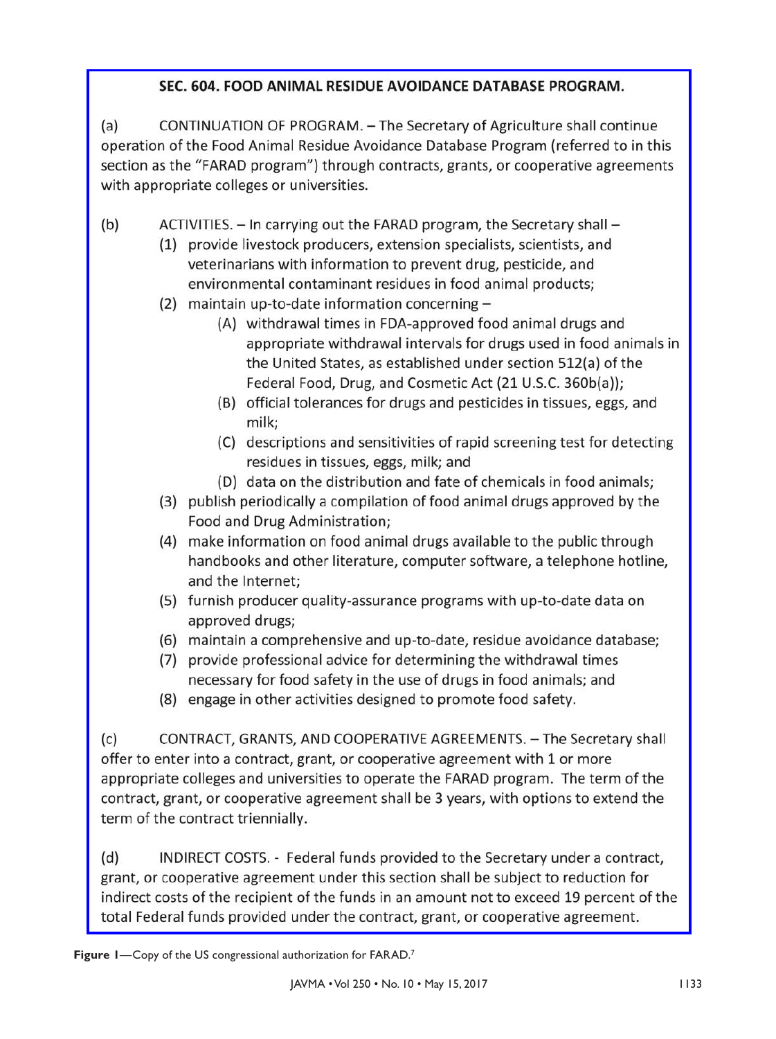**SEC. 604. FOOD ANIMAL RESIDUE AVOIDANCE DATABASE PROGRAM.**

(a) CONTINUATION OF PROGRAM. – The Secretary of Agriculture shall continue operation of the Food Animal Residue Avoidance Database Program (referred to in this section as the "FARAD program") through contracts, grants, or cooperative agreements with appropriate colleges or universities.

(b) ACTIVITIES. – In carrying out the FARAD program, the Secretary shall –

(1) provide livestock producers, extension specialists, scientists, and veterinarians with information to prevent drug, pesticide, and environmental contaminant residues in food animal products;

(2) maintain up-to-date information concerning –

  (A) withdrawal times in FDA-approved food animal drugs and appropriate withdrawal intervals for drugs used in food animals in the United States, as established under section 512(a) of the Federal Food, Drug, and Cosmetic Act (21 U.S.C. 360b(a));

  (B) official tolerances for drugs and pesticides in tissues, eggs, and milk;

  (C) descriptions and sensitivities of rapid screening test for detecting residues in tissues, eggs, milk; and

  (D) data on the distribution and fate of chemicals in food animals;

(3) publish periodically a compilation of food animal drugs approved by the Food and Drug Administration;

(4) make information on food animal drugs available to the public through handbooks and other literature, computer software, a telephone hotline, and the Internet;

(5) furnish producer quality-assurance programs with up-to-date data on approved drugs;

(6) maintain a comprehensive and up-to-date, residue avoidance database;

(7) provide professional advice for determining the withdrawal times necessary for food safety in the use of drugs in food animals; and

(8) engage in other activities designed to promote food safety.

(c) CONTRACT, GRANTS, AND COOPERATIVE AGREEMENTS. – The Secretary shall offer to enter into a contract, grant, or cooperative agreement with 1 or more appropriate colleges and universities to operate the FARAD program. The term of the contract, grant, or cooperative agreement shall be 3 years, with options to extend the term of the contract triennially.

(d) INDIRECT COSTS. - Federal funds provided to the Secretary under a contract, grant, or cooperative agreement under this section shall be subject to reduction for indirect costs of the recipient of the funds in an amount not to exceed 19 percent of the total Federal funds provided under the contract, grant, or cooperative agreement.

**Figure 1**—Copy of the US congressional authorization for FARAD.[7]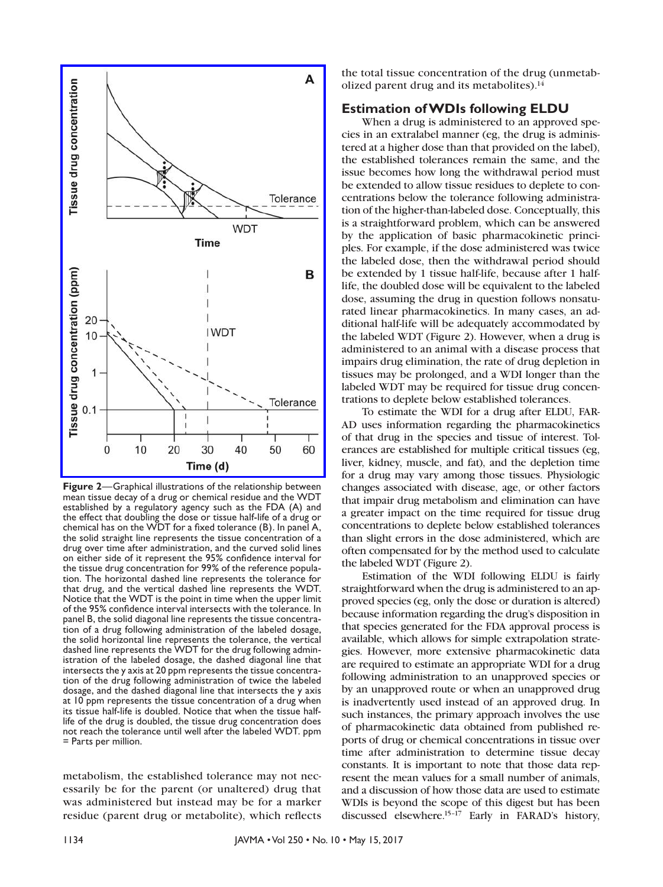A

Tissue drug concentration

Tolerance

WDT

Time

B

Tissue drug concentration (ppm)

20

10

1

0.1

WDT

Tolerance

0

10

20

30

40

50

60

Time (d)

**Figure 2**—Graphical illustrations of the relationship between mean tissue decay of a drug or chemical residue and the WDT established by a regulatory agency such as the FDA (A) and the effect that doubling the dose or tissue half-life of a drug or chemical has on the WDT for a fixed tolerance (B). In panel A, the solid straight line represents the tissue concentration of a drug over time after administration, and the curved solid lines on either side of it represent the 95% confidence interval for the tissue drug concentration for 99% of the reference population. The horizontal dashed line represents the tolerance for that drug, and the vertical dashed line represents the WDT. Notice that the WDT is the point in time when the upper limit of the 95% confidence interval intersects with the tolerance. In panel B, the solid diagonal line represents the tissue concentration of a drug following administration of the labeled dosage, the solid horizontal line represents the tolerance, the vertical dashed line represents the WDT for the drug following administration of the labeled dosage, the dashed diagonal line that intersects the y axis at 20 ppm represents the tissue concentration of the drug following administration of twice the labeled dosage, and the dashed diagonal line that intersects the y axis at 10 ppm represents the tissue concentration of a drug when its tissue half-life is doubled. Notice that when the tissue half-life of the drug is doubled, the tissue drug concentration does not reach the tolerance until well after the labeled WDT. ppm = Parts per million.

metabolism, the established tolerance may not necessarily be for the parent (or unaltered) drug that was administered but instead may be for a marker residue (parent drug or metabolite), which reflects the total tissue concentration of the drug (unmetabolized parent drug and its metabolites).[14]

## Estimation of WDIs following ELDU

When a drug is administered to an approved species in an extralabel manner (eg, the drug is administered at a higher dose than that provided on the label), the established tolerances remain the same, and the issue becomes how long the withdrawal period must be extended to allow tissue residues to deplete to concentrations below the tolerance following administration of the higher-than-labeled dose. Conceptually, this is a straightforward problem, which can be answered by the application of basic pharmacokinetic principles. For example, if the dose administered was twice the labeled dose, then the withdrawal period should be extended by 1 tissue half-life, because after 1 half-life, the doubled dose will be equivalent to the labeled dose, assuming the drug in question follows nonsaturated linear pharmacokinetics. In many cases, an additional half-life will be adequately accommodated by the labeled WDT (Figure 2). However, when a drug is administered to an animal with a disease process that impairs drug elimination, the rate of drug depletion in tissues may be prolonged, and a WDI longer than the labeled WDT may be required for tissue drug concentrations to deplete below established tolerances.

To estimate the WDI for a drug after ELDU, FARAD uses information regarding the pharmacokinetics of that drug in the species and tissue of interest. Tolerances are established for multiple critical tissues (eg, liver, kidney, muscle, and fat), and the depletion time for a drug may vary among those tissues. Physiologic changes associated with disease, age, or other factors that impair drug metabolism and elimination can have a greater impact on the time required for tissue drug concentrations to deplete below established tolerances than slight errors in the dose administered, which are often compensated for by the method used to calculate the labeled WDT (Figure 2).

Estimation of the WDI following ELDU is fairly straightforward when the drug is administered to an approved species (eg, only the dose or duration is altered) because information regarding the drug's disposition in that species generated for the FDA approval process is available, which allows for simple extrapolation strategies. However, more extensive pharmacokinetic data are required to estimate an appropriate WDI for a drug following administration to an unapproved species or by an unapproved route or when an unapproved drug is inadvertently used instead of an approved drug. In such instances, the primary approach involves the use of pharmacokinetic data obtained from published reports of drug or chemical concentrations in tissue over time after administration to determine tissue decay constants. It is important to note that those data represent the mean values for a small number of animals, and a discussion of how those data are used to estimate WDIs is beyond the scope of this digest but has been discussed elsewhere.[15–17] Early in FARAD's history,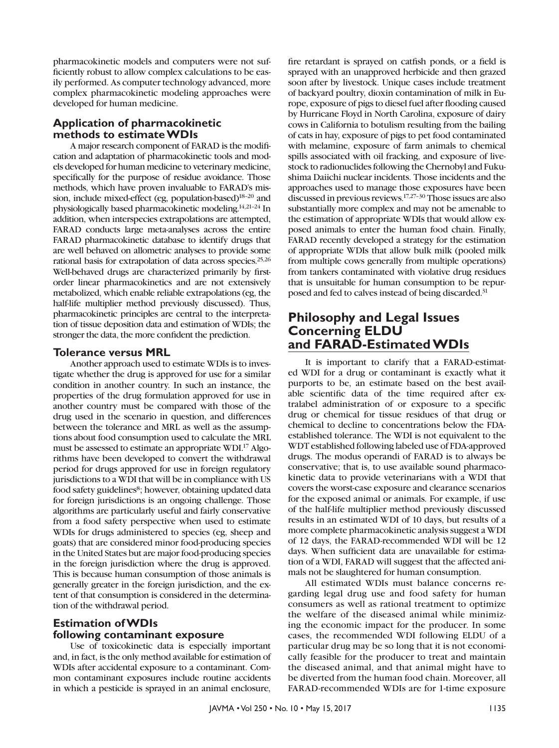pharmacokinetic models and computers were not sufficiently robust to allow complex calculations to be easily performed. As computer technology advanced, more complex pharmacokinetic modeling approaches were developed for human medicine.

### Application of pharmacokinetic methods to estimate WDIs

A major research component of FARAD is the modification and adaptation of pharmacokinetic tools and models developed for human medicine to veterinary medicine, specifically for the purpose of residue avoidance. Those methods, which have proven invaluable to FARAD's mission, include mixed-effect (eg, population-based)[18–20] and physiologically based pharmacokinetic modeling.[14,21–24] In addition, when interspecies extrapolations are attempted, FARAD conducts large meta-analyses across the entire FARAD pharmacokinetic database to identify drugs that are well behaved on allometric analyses to provide some rational basis for extrapolation of data across species.[25,26] Well-behaved drugs are characterized primarily by first-order linear pharmacokinetics and are not extensively metabolized, which enable reliable extrapolations (eg, the half-life multiplier method previously discussed). Thus, pharmacokinetic principles are central to the interpretation of tissue deposition data and estimation of WDIs; the stronger the data, the more confident the prediction.

### Tolerance versus MRL

Another approach used to estimate WDIs is to investigate whether the drug is approved for use for a similar condition in another country. In such an instance, the properties of the drug formulation approved for use in another country must be compared with those of the drug used in the scenario in question, and differences between the tolerance and MRL as well as the assumptions about food consumption used to calculate the MRL must be assessed to estimate an appropriate WDI.[17] Algorithms have been developed to convert the withdrawal period for drugs approved for use in foreign regulatory jurisdictions to a WDI that will be in compliance with US food safety guidelines[8]; however, obtaining updated data for foreign jurisdictions is an ongoing challenge. Those algorithms are particularly useful and fairly conservative from a food safety perspective when used to estimate WDIs for drugs administered to species (eg, sheep and goats) that are considered minor food-producing species in the United States but are major food-producing species in the foreign jurisdiction where the drug is approved. This is because human consumption of those animals is generally greater in the foreign jurisdiction, and the extent of that consumption is considered in the determination of the withdrawal period.

### Estimation of WDIs following contaminant exposure

Use of toxicokinetic data is especially important and, in fact, is the only method available for estimation of WDIs after accidental exposure to a contaminant. Common contaminant exposures include routine accidents in which a pesticide is sprayed in an animal enclosure, fire retardant is sprayed on catfish ponds, or a field is sprayed with an unapproved herbicide and then grazed soon after by livestock. Unique cases include treatment of backyard poultry, dioxin contamination of milk in Europe, exposure of pigs to diesel fuel after flooding caused by Hurricane Floyd in North Carolina, exposure of dairy cows in California to botulism resulting from the bailing of cats in hay, exposure of pigs to pet food contaminated with melamine, exposure of farm animals to chemical spills associated with oil fracking, and exposure of livestock to radionuclides following the Chernobyl and Fukushima Daiichi nuclear incidents. Those incidents and the approaches used to manage those exposures have been discussed in previous reviews.[17,27–30] Those issues are also substantially more complex and may not be amenable to the estimation of appropriate WDIs that would allow exposed animals to enter the human food chain. Finally, FARAD recently developed a strategy for the estimation of appropriate WDIs that allow bulk milk (pooled milk from multiple cows generally from multiple operations) from tankers contaminated with violative drug residues that is unsuitable for human consumption to be repurposed and fed to calves instead of being discarded.[31]

## Philosophy and Legal Issues Concerning ELDU and FARAD-Estimated WDIs

It is important to clarify that a FARAD-estimated WDI for a drug or contaminant is exactly what it purports to be, an estimate based on the best available scientific data of the time required after extralabel administration of or exposure to a specific drug or chemical for tissue residues of that drug or chemical to decline to concentrations below the FDA-established tolerance. The WDI is not equivalent to the WDT established following labeled use of FDA-approved drugs. The modus operandi of FARAD is to always be conservative; that is, to use available sound pharmacokinetic data to provide veterinarians with a WDI that covers the worst-case exposure and clearance scenarios for the exposed animal or animals. For example, if use of the half-life multiplier method previously discussed results in an estimated WDI of 10 days, but results of a more complete pharmacokinetic analysis suggest a WDI of 12 days, the FARAD-recommended WDI will be 12 days. When sufficient data are unavailable for estimation of a WDI, FARAD will suggest that the affected animals not be slaughtered for human consumption.

All estimated WDIs must balance concerns regarding legal drug use and food safety for human consumers as well as rational treatment to optimize the welfare of the diseased animal while minimizing the economic impact for the producer. In some cases, the recommended WDI following ELDU of a particular drug may be so long that it is not economically feasible for the producer to treat and maintain the diseased animal, and that animal might have to be diverted from the human food chain. Moreover, all FARAD-recommended WDIs are for 1-time exposure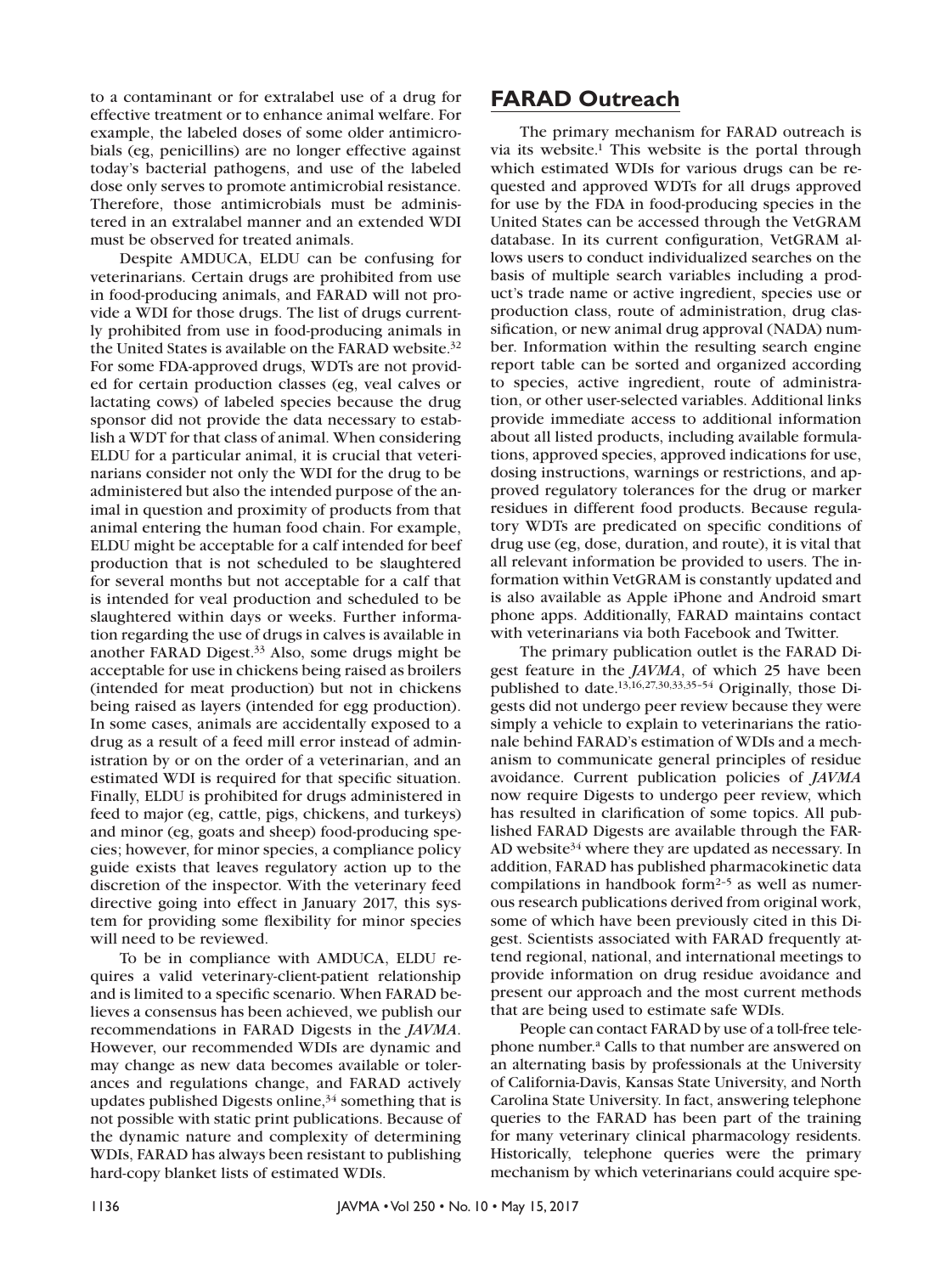to a contaminant or for extralabel use of a drug for effective treatment or to enhance animal welfare. For example, the labeled doses of some older antimicrobials (eg, penicillins) are no longer effective against today's bacterial pathogens, and use of the labeled dose only serves to promote antimicrobial resistance. Therefore, those antimicrobials must be administered in an extralabel manner and an extended WDI must be observed for treated animals.

Despite AMDUCA, ELDU can be confusing for veterinarians. Certain drugs are prohibited from use in food-producing animals, and FARAD will not provide a WDI for those drugs. The list of drugs currently prohibited from use in food-producing animals in the United States is available on the FARAD website.[32] For some FDA-approved drugs, WDTs are not provided for certain production classes (eg, veal calves or lactating cows) of labeled species because the drug sponsor did not provide the data necessary to establish a WDT for that class of animal. When considering ELDU for a particular animal, it is crucial that veterinarians consider not only the WDI for the drug to be administered but also the intended purpose of the animal in question and proximity of products from that animal entering the human food chain. For example, ELDU might be acceptable for a calf intended for beef production that is not scheduled to be slaughtered for several months but not acceptable for a calf that is intended for veal production and scheduled to be slaughtered within days or weeks. Further information regarding the use of drugs in calves is available in another FARAD Digest.[33] Also, some drugs might be acceptable for use in chickens being raised as broilers (intended for meat production) but not in chickens being raised as layers (intended for egg production). In some cases, animals are accidentally exposed to a drug as a result of a feed mill error instead of administration by or on the order of a veterinarian, and an estimated WDI is required for that specific situation. Finally, ELDU is prohibited for drugs administered in feed to major (eg, cattle, pigs, chickens, and turkeys) and minor (eg, goats and sheep) food-producing species; however, for minor species, a compliance policy guide exists that leaves regulatory action up to the discretion of the inspector. With the veterinary feed directive going into effect in January 2017, this system for providing some flexibility for minor species will need to be reviewed.

To be in compliance with AMDUCA, ELDU requires a valid veterinary-client-patient relationship and is limited to a specific scenario. When FARAD believes a consensus has been achieved, we publish our recommendations in FARAD Digests in the *JAVMA*. However, our recommended WDIs are dynamic and may change as new data becomes available or tolerances and regulations change, and FARAD actively updates published Digests online,[34] something that is not possible with static print publications. Because of the dynamic nature and complexity of determining WDIs, FARAD has always been resistant to publishing hard-copy blanket lists of estimated WDIs.

## FARAD Outreach

The primary mechanism for FARAD outreach is via its website.[1] This website is the portal through which estimated WDIs for various drugs can be requested and approved WDTs for all drugs approved for use by the FDA in food-producing species in the United States can be accessed through the VetGRAM database. In its current configuration, VetGRAM allows users to conduct individualized searches on the basis of multiple search variables including a product's trade name or active ingredient, species use or production class, route of administration, drug classification, or new animal drug approval (NADA) number. Information within the resulting search engine report table can be sorted and organized according to species, active ingredient, route of administration, or other user-selected variables. Additional links provide immediate access to additional information about all listed products, including available formulations, approved species, approved indications for use, dosing instructions, warnings or restrictions, and approved regulatory tolerances for the drug or marker residues in different food products. Because regulatory WDTs are predicated on specific conditions of drug use (eg, dose, duration, and route), it is vital that all relevant information be provided to users. The information within VetGRAM is constantly updated and is also available as Apple iPhone and Android smart phone apps. Additionally, FARAD maintains contact with veterinarians via both Facebook and Twitter.

The primary publication outlet is the FARAD Digest feature in the *JAVMA*, of which 25 have been published to date.[13,16,27,30,33,35–54] Originally, those Digests did not undergo peer review because they were simply a vehicle to explain to veterinarians the rationale behind FARAD's estimation of WDIs and a mechanism to communicate general principles of residue avoidance. Current publication policies of *JAVMA* now require Digests to undergo peer review, which has resulted in clarification of some topics. All published FARAD Digests are available through the FARAD website[34] where they are updated as necessary. In addition, FARAD has published pharmacokinetic data compilations in handbook form[2–5] as well as numerous research publications derived from original work, some of which have been previously cited in this Digest. Scientists associated with FARAD frequently attend regional, national, and international meetings to provide information on drug residue avoidance and present our approach and the most current methods that are being used to estimate safe WDIs.

People can contact FARAD by use of a toll-free telephone number.[a] Calls to that number are answered on an alternating basis by professionals at the University of California-Davis, Kansas State University, and North Carolina State University. In fact, answering telephone queries to the FARAD has been part of the training for many veterinary clinical pharmacology residents. Historically, telephone queries were the primary mechanism by which veterinarians could acquire spe-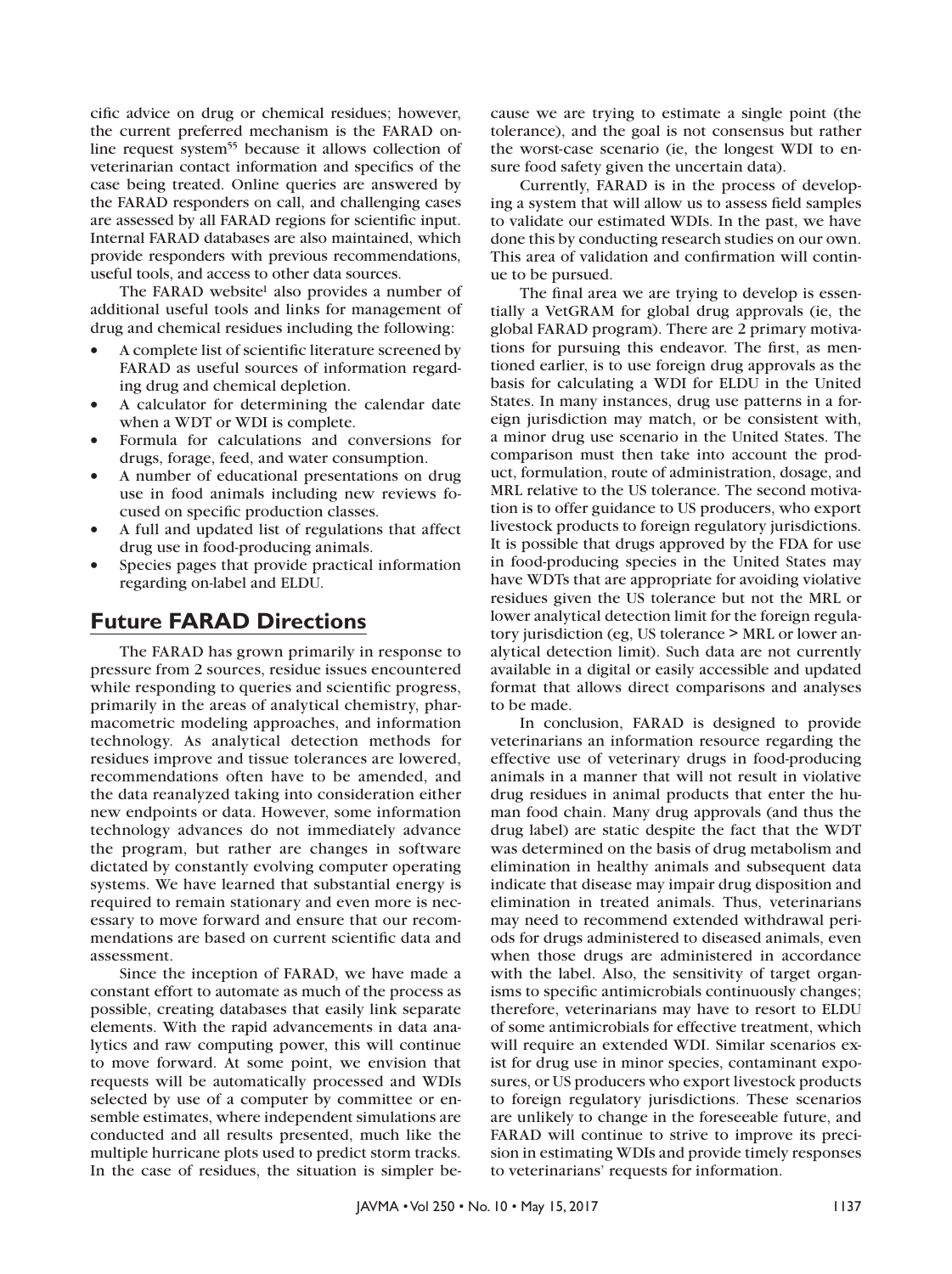cific advice on drug or chemical residues; however, the current preferred mechanism is the FARAD online request system[55] because it allows collection of veterinarian contact information and specifics of the case being treated. Online queries are answered by the FARAD responders on call, and challenging cases are assessed by all FARAD regions for scientific input. Internal FARAD databases are also maintained, which provide responders with previous recommendations, useful tools, and access to other data sources.

The FARAD website[1] also provides a number of additional useful tools and links for management of drug and chemical residues including the following:

- A complete list of scientific literature screened by FARAD as useful sources of information regarding drug and chemical depletion.
- A calculator for determining the calendar date when a WDT or WDI is complete.
- Formula for calculations and conversions for drugs, forage, feed, and water consumption.
- A number of educational presentations on drug use in food animals including new reviews focused on specific production classes.
- A full and updated list of regulations that affect drug use in food-producing animals.
- Species pages that provide practical information regarding on-label and ELDU.

## Future FARAD Directions

The FARAD has grown primarily in response to pressure from 2 sources, residue issues encountered while responding to queries and scientific progress, primarily in the areas of analytical chemistry, pharmacometric modeling approaches, and information technology. As analytical detection methods for residues improve and tissue tolerances are lowered, recommendations often have to be amended, and the data reanalyzed taking into consideration either new endpoints or data. However, some information technology advances do not immediately advance the program, but rather are changes in software dictated by constantly evolving computer operating systems. We have learned that substantial energy is required to remain stationary and even more is necessary to move forward and ensure that our recommendations are based on current scientific data and assessment.

Since the inception of FARAD, we have made a constant effort to automate as much of the process as possible, creating databases that easily link separate elements. With the rapid advancements in data analytics and raw computing power, this will continue to move forward. At some point, we envision that requests will be automatically processed and WDIs selected by use of a computer by committee or ensemble estimates, where independent simulations are conducted and all results presented, much like the multiple hurricane plots used to predict storm tracks. In the case of residues, the situation is simpler because we are trying to estimate a single point (the tolerance), and the goal is not consensus but rather the worst-case scenario (ie, the longest WDI to ensure food safety given the uncertain data).

Currently, FARAD is in the process of developing a system that will allow us to assess field samples to validate our estimated WDIs. In the past, we have done this by conducting research studies on our own. This area of validation and confirmation will continue to be pursued.

The final area we are trying to develop is essentially a VetGRAM for global drug approvals (ie, the global FARAD program). There are 2 primary motivations for pursuing this endeavor. The first, as mentioned earlier, is to use foreign drug approvals as the basis for calculating a WDI for ELDU in the United States. In many instances, drug use patterns in a foreign jurisdiction may match, or be consistent with, a minor drug use scenario in the United States. The comparison must then take into account the product, formulation, route of administration, dosage, and MRL relative to the US tolerance. The second motivation is to offer guidance to US producers, who export livestock products to foreign regulatory jurisdictions. It is possible that drugs approved by the FDA for use in food-producing species in the United States may have WDTs that are appropriate for avoiding violative residues given the US tolerance but not the MRL or lower analytical detection limit for the foreign regulatory jurisdiction (eg, US tolerance > MRL or lower analytical detection limit). Such data are not currently available in a digital or easily accessible and updated format that allows direct comparisons and analyses to be made.

In conclusion, FARAD is designed to provide veterinarians an information resource regarding the effective use of veterinary drugs in food-producing animals in a manner that will not result in violative drug residues in animal products that enter the human food chain. Many drug approvals (and thus the drug label) are static despite the fact that the WDT was determined on the basis of drug metabolism and elimination in healthy animals and subsequent data indicate that disease may impair drug disposition and elimination in treated animals. Thus, veterinarians may need to recommend extended withdrawal periods for drugs administered to diseased animals, even when those drugs are administered in accordance with the label. Also, the sensitivity of target organisms to specific antimicrobials continuously changes; therefore, veterinarians may have to resort to ELDU of some antimicrobials for effective treatment, which will require an extended WDI. Similar scenarios exist for drug use in minor species, contaminant exposures, or US producers who export livestock products to foreign regulatory jurisdictions. These scenarios are unlikely to change in the foreseeable future, and FARAD will continue to strive to improve its precision in estimating WDIs and provide timely responses to veterinarians' requests for information.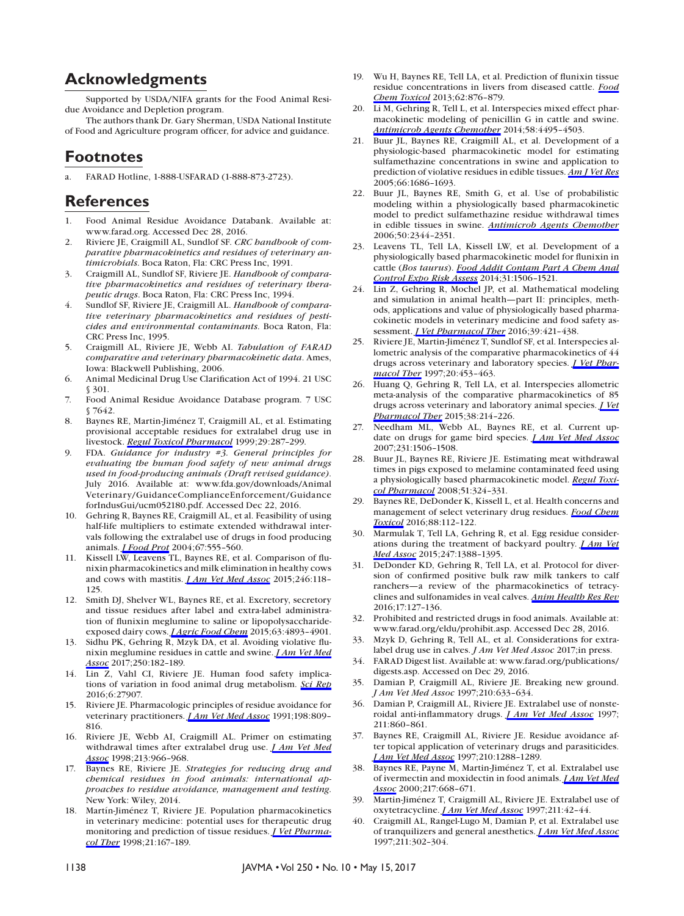## Acknowledgments

Supported by USDA/NIFA grants for the Food Animal Residue Avoidance and Depletion program.

The authors thank Dr. Gary Sherman, USDA National Institute of Food and Agriculture program officer, for advice and guidance.

## Footnotes

a. FARAD Hotline, 1-888-USFARAD (1-888-873-2723).

## References

1. Food Animal Residue Avoidance Databank. Available at: www.farad.org. Accessed Dec 28, 2016.
2. Riviere JE, Craigmill AL, Sundlof SF. *CRC handbook of comparative pharmacokinetics and residues of veterinary antimicrobials*. Boca Raton, Fla: CRC Press Inc, 1991.
3. Craigmill AL, Sundlof SF, Riviere JE. *Handbook of comparative pharmacokinetics and residues of veterinary therapeutic drugs*. Boca Raton, Fla: CRC Press Inc, 1994.
4. Sundlof SF, Riviere JE, Craigmill AL. *Handbook of comparative veterinary pharmacokinetics and residues of pesticides and environmental contaminants*. Boca Raton, Fla: CRC Press Inc, 1995.
5. Craigmill AL, Riviere JE, Webb AI. *Tabulation of FARAD comparative and veterinary pharmacokinetic data*. Ames, Iowa: Blackwell Publishing, 2006.
6. Animal Medicinal Drug Use Clarification Act of 1994. 21 USC § 301.
7. Food Animal Residue Avoidance Database program. 7 USC § 7642.
8. Baynes RE, Martin-Jiménez T, Craigmill AL, et al. Estimating provisional acceptable residues for extralabel drug use in livestock. *Regul Toxicol Pharmacol* 1999;29:287–299.
9. FDA. *Guidance for industry #3. General principles for evaluating the human food safety of new animal drugs used in food-producing animals (Draft revised guidance)*. July 2016. Available at: www.fda.gov/downloads/AnimalVeterinary/GuidanceComplianceEnforcement/GuidanceforIndusGui/ucm052180.pdf. Accessed Dec 22, 2016.
10. Gehring R, Baynes RE, Craigmill AL, et al. Feasibility of using half-life multipliers to estimate extended withdrawal intervals following the extralabel use of drugs in food producing animals. *J Food Prot* 2004;67:555–560.
11. Kissell LW, Leavens TL, Baynes RE, et al. Comparison of flunixin pharmacokinetics and milk elimination in healthy cows and cows with mastitis. *J Am Vet Med Assoc* 2015;246:118–125.
12. Smith DJ, Shelver WL, Baynes RE, et al. Excretory, secretory and tissue residues after label and extra-label administration of flunixin meglumine to saline or lipopolysaccharide-exposed dairy cows. *J Agric Food Chem* 2015;63:4893–4901.
13. Sidhu PK, Gehring R, Mzyk DA, et al. Avoiding violative flunixin meglumine residues in cattle and swine. *J Am Vet Med Assoc* 2017;250:182–189.
14. Lin Z, Vahl CI, Riviere JE. Human food safety implications of variation in food animal drug metabolism. *Sci Rep* 2016;6:27907.
15. Riviere JE. Pharmacologic principles of residue avoidance for veterinary practitioners. *J Am Vet Med Assoc* 1991;198:809–816.
16. Riviere JE, Webb AI, Craigmill AL. Primer on estimating withdrawal times after extralabel drug use. *J Am Vet Med Assoc* 1998;213:966–968.
17. Baynes RE, Riviere JE. *Strategies for reducing drug and chemical residues in food animals: international approaches to residue avoidance, management and testing*. New York: Wiley, 2014.
18. Martín-Jiménez T, Riviere JE. Population pharmacokinetics in veterinary medicine: potential uses for therapeutic drug monitoring and prediction of tissue residues. *J Vet Pharmacol Ther* 1998;21:167–189.
19. Wu H, Baynes RE, Tell LA, et al. Prediction of flunixin tissue residue concentrations in livers from diseased cattle. *Food Chem Toxicol* 2013;62:876–879.
20. Li M, Gehring R, Tell L, et al. Interspecies mixed effect pharmacokinetic modeling of penicillin G in cattle and swine. *Antimicrob Agents Chemother* 2014;58:4495–4503.
21. Buur JL, Baynes RE, Craigmill AL, et al. Development of a physiologic-based pharmacokinetic model for estimating sulfamethazine concentrations in swine and application to prediction of violative residues in edible tissues. *Am J Vet Res* 2005;66:1686–1693.
22. Buur JL, Baynes RE, Smith G, et al. Use of probabilistic modeling within a physiologically based pharmacokinetic model to predict sulfamethazine residue withdrawal times in edible tissues in swine. *Antimicrob Agents Chemother* 2006;50:2344–2351.
23. Leavens TL, Tell LA, Kissell LW, et al. Development of a physiologically based pharmacokinetic model for flunixin in cattle (*Bos taurus*). *Food Addit Contam Part A Chem Anal Control Expo Risk Assess* 2014;31:1506–1521.
24. Lin Z, Gehring R, Mochel JP, et al. Mathematical modeling and simulation in animal health—part II: principles, methods, applications and value of physiologically based pharmacokinetic models in veterinary medicine and food safety assessment. *J Vet Pharmacol Ther* 2016;39:421–438.
25. Riviere JE, Martin-Jiménez T, Sundlof SF, et al. Interspecies allometric analysis of the comparative pharmacokinetics of 44 drugs across veterinary and laboratory species. *J Vet Pharmacol Ther* 1997;20:453–463.
26. Huang Q, Gehring R, Tell LA, et al. Interspecies allometric meta-analysis of the comparative pharmacokinetics of 85 drugs across veterinary and laboratory animal species. *J Vet Pharmacol Ther* 2015;38:214–226.
27. Needham ML, Webb AL, Baynes RE, et al. Current update on drugs for game bird species. *J Am Vet Med Assoc* 2007;231:1506–1508.
28. Buur JL, Baynes RE, Riviere JE. Estimating meat withdrawal times in pigs exposed to melamine contaminated feed using a physiologically based pharmacokinetic model. *Regul Toxicol Pharmacol* 2008;51:324–331.
29. Baynes RE, DeDonder K, Kissell L, et al. Health concerns and management of select veterinary drug residues. *Food Chem Toxicol* 2016;88:112–122.
30. Marmulak T, Tell LA, Gehring R, et al. Egg residue considerations during the treatment of backyard poultry. *J Am Vet Med Assoc* 2015;247:1388–1395.
31. DeDonder KD, Gehring R, Tell LA, et al. Protocol for diversion of confirmed positive bulk raw milk tankers to calf ranchers—a review of the pharmacokinetics of tetracyclines and sulfonamides in veal calves. *Anim Health Res Rev* 2016;17:127–136.
32. Prohibited and restricted drugs in food animals. Available at: www.farad.org/eldu/prohibit.asp. Accessed Dec 28, 2016.
33. Mzyk D, Gehring R, Tell AL, et al. Considerations for extralabel drug use in calves. *J Am Vet Med Assoc* 2017;in press.
34. FARAD Digest list. Available at: www.farad.org/publications/digests.asp. Accessed on Dec 29, 2016.
35. Damian P, Craigmill AL, Riviere JE. Breaking new ground. *J Am Vet Med Assoc* 1997;210:633–634.
36. Damian P, Craigmill AL, Riviere JE. Extralabel use of nonsteroidal anti-inflammatory drugs. *J Am Vet Med Assoc* 1997;211:860–861.
37. Baynes RE, Craigmill AL, Riviere JE. Residue avoidance after topical application of veterinary drugs and parasiticides. *J Am Vet Med Assoc* 1997;210:1288–1289.
38. Baynes RE, Payne M, Martin-Jiménez T, et al. Extralabel use of ivermectin and moxidectin in food animals. *J Am Vet Med Assoc* 2000;217:668–671.
39. Martin-Jiménez T, Craigmill AL, Riviere JE. Extralabel use of oxytetracycline. *J Am Vet Med Assoc* 1997;211:42–44.
40. Craigmill AL, Rangel-Lugo M, Damian P, et al. Extralabel use of tranquilizers and general anesthetics. *J Am Vet Med Assoc* 1997;211:302–304.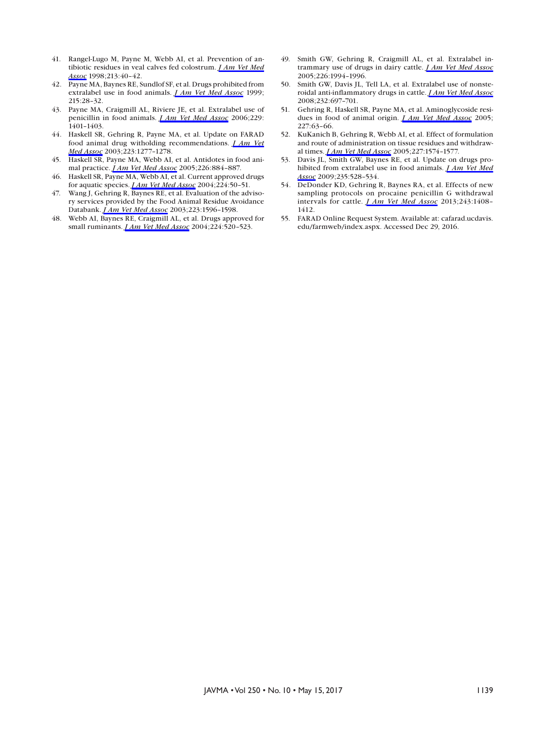41. Rangel-Lugo M, Payne M, Webb AI, et al. Prevention of antibiotic residues in veal calves fed colostrum. *J Am Vet Med Assoc* 1998;213:40–42.
42. Payne MA, Baynes RE, Sundlof SF, et al. Drugs prohibited from extralabel use in food animals. *J Am Vet Med Assoc* 1999; 215:28–32.
43. Payne MA, Craigmill AL, Riviere JE, et al. Extralabel use of penicillin in food animals. *J Am Vet Med Assoc* 2006;229: 1401–1403.
44. Haskell SR, Gehring R, Payne MA, et al. Update on FARAD food animal drug witholding recommendations. *J Am Vet Med Assoc* 2003;223:1277–1278.
45. Haskell SR, Payne MA, Webb AI, et al. Antidotes in food animal practice. *J Am Vet Med Assoc* 2005;226:884–887.
46. Haskell SR, Payne MA, Webb AI, et al. Current approved drugs for aquatic species. *J Am Vet Med Assoc* 2004;224:50–51.
47. Wang J, Gehring R, Baynes RE, et al. Evaluation of the advisory services provided by the Food Animal Residue Avoidance Databank. *J Am Vet Med Assoc* 2003;223:1596–1598.
48. Webb AI, Baynes RE, Craigmill AL, et al. Drugs approved for small ruminants. *J Am Vet Med Assoc* 2004;224:520–523.
49. Smith GW, Gehring R, Craigmill AL, et al. Extralabel intrammary use of drugs in dairy cattle. *J Am Vet Med Assoc* 2005;226:1994–1996.
50. Smith GW, Davis JL, Tell LA, et al. Extralabel use of nonsteroidal anti-inflammatory drugs in cattle. *J Am Vet Med Assoc* 2008;232:697–701.
51. Gehring R, Haskell SR, Payne MA, et al. Aminoglycoside residues in food of animal origin. *J Am Vet Med Assoc* 2005; 227:63–66.
52. KuKanich B, Gehring R, Webb AI, et al. Effect of formulation and route of administration on tissue residues and withdrawal times. *J Am Vet Med Assoc* 2005;227:1574–1577.
53. Davis JL, Smith GW, Baynes RE, et al. Update on drugs prohibited from extralabel use in food animals. *J Am Vet Med Assoc* 2009;235:528–534.
54. DeDonder KD, Gehring R, Baynes RA, et al. Effects of new sampling protocols on procaine penicillin G withdrawal intervals for cattle. *J Am Vet Med Assoc* 2013;243:1408–1412.
55. FARAD Online Request System. Available at: cafarad.ucdavis.edu/farmweb/index.aspx. Accessed Dec 29, 2016.